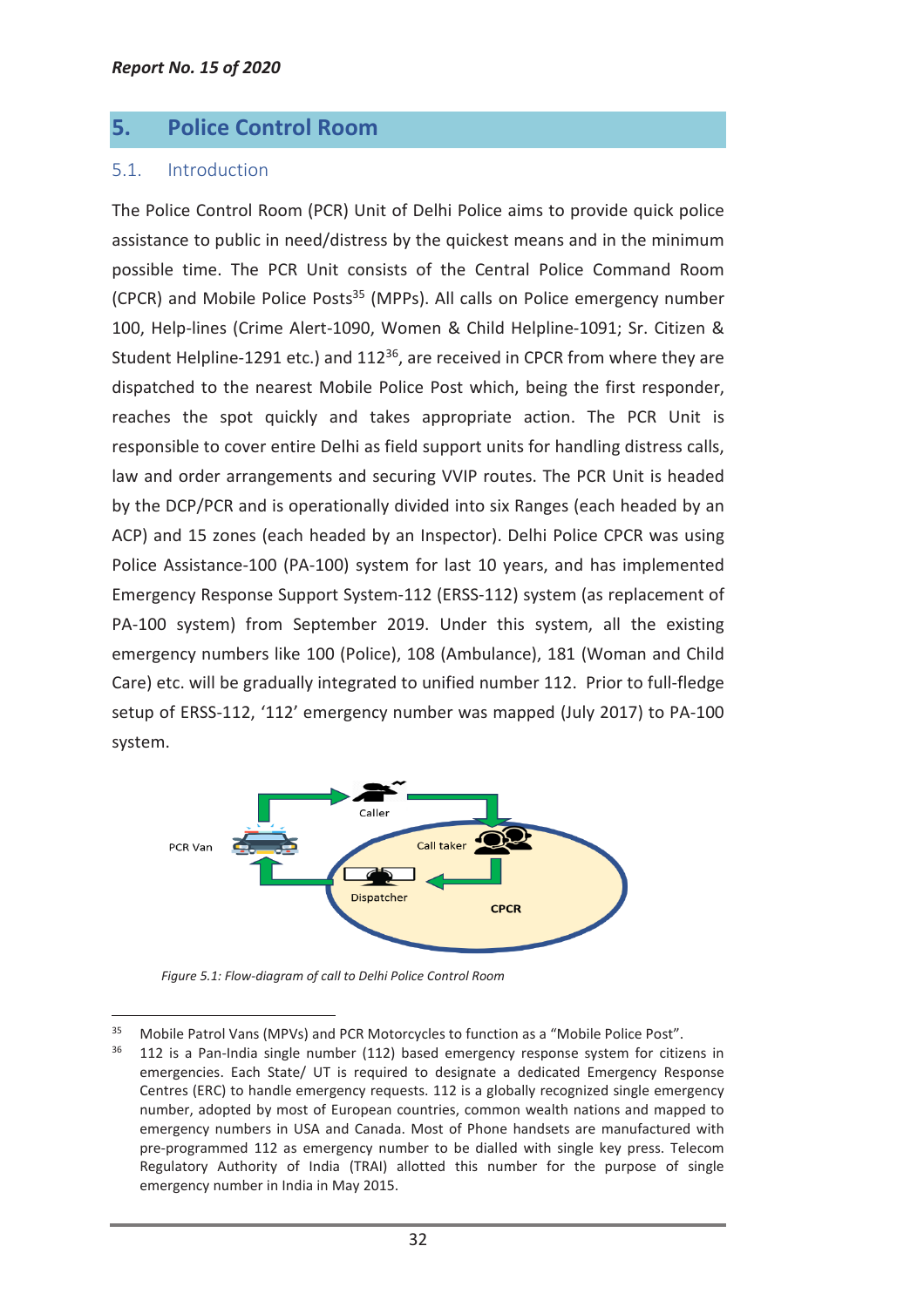## 5. Police Control Room

### 5.1. Introduction

The Police Control Room (PCR) Unit of Delhi Police aims to provide quick police assistance to public in need/distress by the quickest means and in the minimum possible time. The PCR Unit consists of the Central Police Command Room (CPCR) and Mobile Police Posts[35] (MPPs). All calls on Police emergency number 100, Help-lines (Crime Alert-1090, Women & Child Helpline-1091; Sr. Citizen & Student Helpline-1291 etc.) and 112[36], are received in CPCR from where they are dispatched to the nearest Mobile Police Post which, being the first responder, reaches the spot quickly and takes appropriate action. The PCR Unit is responsible to cover entire Delhi as field support units for handling distress calls, law and order arrangements and securing VVIP routes. The PCR Unit is headed by the DCP/PCR and is operationally divided into six Ranges (each headed by an ACP) and 15 zones (each headed by an Inspector). Delhi Police CPCR was using Police Assistance-100 (PA-100) system for last 10 years, and has implemented Emergency Response Support System-112 (ERSS-112) system (as replacement of PA-100 system) from September 2019. Under this system, all the existing emergency numbers like 100 (Police), 108 (Ambulance), 181 (Woman and Child Care) etc. will be gradually integrated to unified number 112. Prior to full-fledge setup of ERSS-112, '112' emergency number was mapped (July 2017) to PA-100 system.

Caller

PCR Van

Call taker

Dispatcher

CPCR

*Figure 5.1: Flow-diagram of call to Delhi Police Control Room*

---

[35] Mobile Patrol Vans (MPVs) and PCR Motorcycles to function as a "Mobile Police Post".

[36] 112 is a Pan-India single number (112) based emergency response system for citizens in emergencies. Each State/ UT is required to designate a dedicated Emergency Response Centres (ERC) to handle emergency requests. 112 is a globally recognized single emergency number, adopted by most of European countries, common wealth nations and mapped to emergency numbers in USA and Canada. Most of Phone handsets are manufactured with pre-programmed 112 as emergency number to be dialled with single key press. Telecom Regulatory Authority of India (TRAI) allotted this number for the purpose of single emergency number in India in May 2015.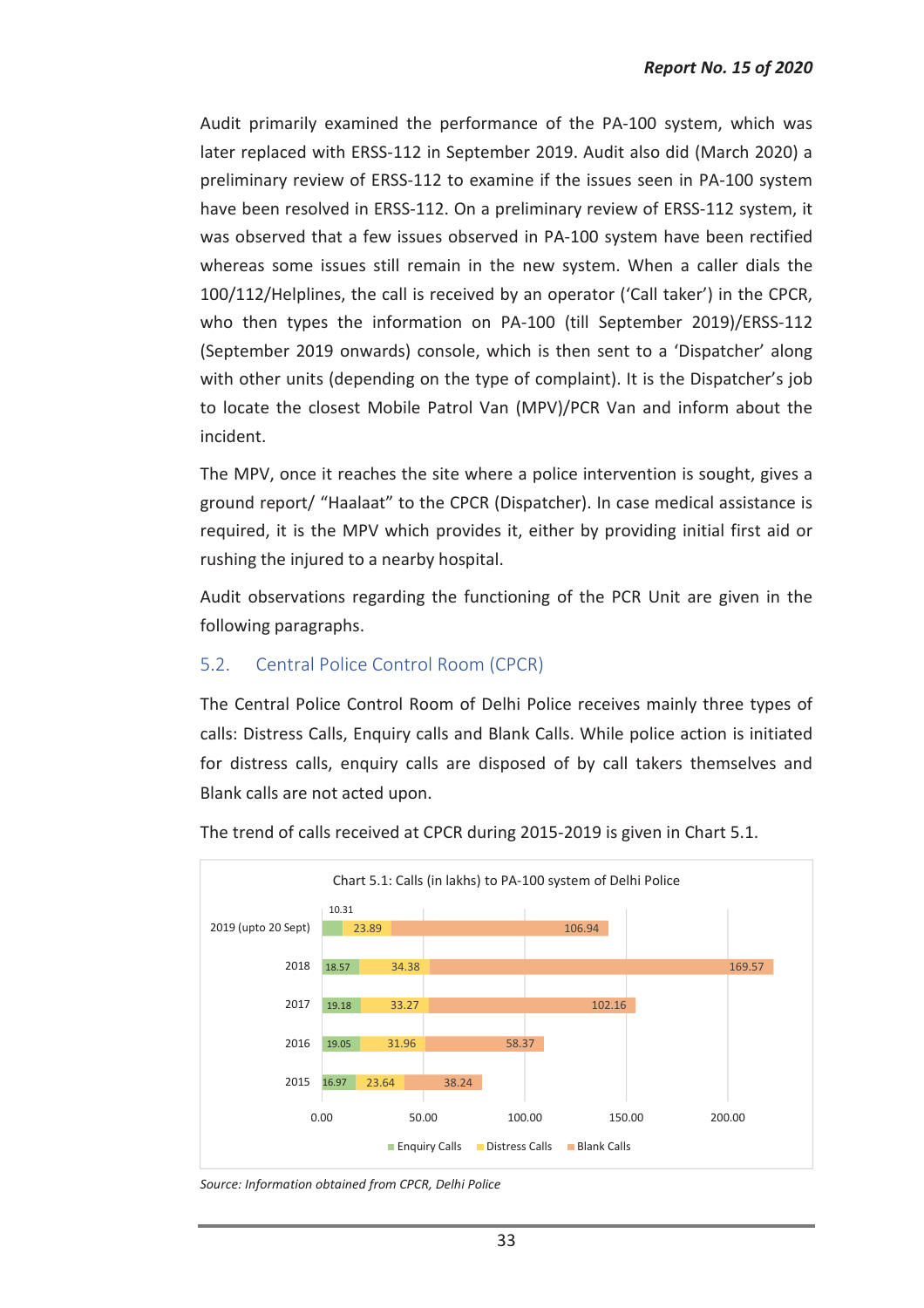Audit primarily examined the performance of the PA-100 system, which was later replaced with ERSS-112 in September 2019. Audit also did (March 2020) a preliminary review of ERSS-112 to examine if the issues seen in PA-100 system have been resolved in ERSS-112. On a preliminary review of ERSS-112 system, it was observed that a few issues observed in PA-100 system have been rectified whereas some issues still remain in the new system. When a caller dials the 100/112/Helplines, the call is received by an operator ('Call taker') in the CPCR, who then types the information on PA-100 (till September 2019)/ERSS-112 (September 2019 onwards) console, which is then sent to a 'Dispatcher' along with other units (depending on the type of complaint). It is the Dispatcher's job to locate the closest Mobile Patrol Van (MPV)/PCR Van and inform about the incident.

The MPV, once it reaches the site where a police intervention is sought, gives a ground report/ "Haalaat" to the CPCR (Dispatcher). In case medical assistance is required, it is the MPV which provides it, either by providing initial first aid or rushing the injured to a nearby hospital.

Audit observations regarding the functioning of the PCR Unit are given in the following paragraphs.

## 5.2. Central Police Control Room (CPCR)

The Central Police Control Room of Delhi Police receives mainly three types of calls: Distress Calls, Enquiry calls and Blank Calls. While police action is initiated for distress calls, enquiry calls are disposed of by call takers themselves and Blank calls are not acted upon.

The trend of calls received at CPCR during 2015-2019 is given in Chart 5.1.

Chart 5.1: Calls (in lakhs) to PA-100 system of Delhi Police

| Year | Enquiry Calls | Distress Calls | Blank Calls |
|---|---|---|---|
| 2019 (upto 20 Sept) | 10.31 | 23.89 | 106.94 |
| 2018 | 18.57 | 34.38 | 169.57 |
| 2017 | 19.18 | 33.27 | 102.16 |
| 2016 | 19.05 | 31.96 | 58.37 |
| 2015 | 16.97 | 23.64 | 38.24 |

*Source: Information obtained from CPCR, Delhi Police*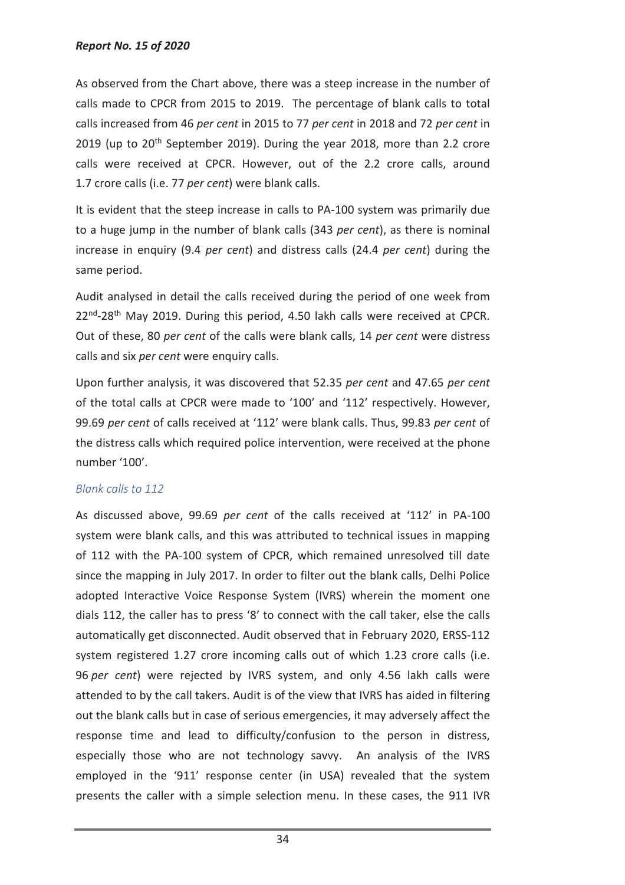As observed from the Chart above, there was a steep increase in the number of calls made to CPCR from 2015 to 2019. The percentage of blank calls to total calls increased from 46 *per cent* in 2015 to 77 *per cent* in 2018 and 72 *per cent* in 2019 (up to 20th September 2019). During the year 2018, more than 2.2 crore calls were received at CPCR. However, out of the 2.2 crore calls, around 1.7 crore calls (i.e. 77 *per cent*) were blank calls.

It is evident that the steep increase in calls to PA-100 system was primarily due to a huge jump in the number of blank calls (343 *per cent*), as there is nominal increase in enquiry (9.4 *per cent*) and distress calls (24.4 *per cent*) during the same period.

Audit analysed in detail the calls received during the period of one week from 22nd-28th May 2019. During this period, 4.50 lakh calls were received at CPCR. Out of these, 80 *per cent* of the calls were blank calls, 14 *per cent* were distress calls and six *per cent* were enquiry calls.

Upon further analysis, it was discovered that 52.35 *per cent* and 47.65 *per cent* of the total calls at CPCR were made to '100' and '112' respectively. However, 99.69 *per cent* of calls received at '112' were blank calls. Thus, 99.83 *per cent* of the distress calls which required police intervention, were received at the phone number '100'.

### *Blank calls to 112*

As discussed above, 99.69 *per cent* of the calls received at '112' in PA-100 system were blank calls, and this was attributed to technical issues in mapping of 112 with the PA-100 system of CPCR, which remained unresolved till date since the mapping in July 2017. In order to filter out the blank calls, Delhi Police adopted Interactive Voice Response System (IVRS) wherein the moment one dials 112, the caller has to press '8' to connect with the call taker, else the calls automatically get disconnected. Audit observed that in February 2020, ERSS-112 system registered 1.27 crore incoming calls out of which 1.23 crore calls (i.e. 96 *per cent*) were rejected by IVRS system, and only 4.56 lakh calls were attended to by the call takers. Audit is of the view that IVRS has aided in filtering out the blank calls but in case of serious emergencies, it may adversely affect the response time and lead to difficulty/confusion to the person in distress, especially those who are not technology savvy. An analysis of the IVRS employed in the '911' response center (in USA) revealed that the system presents the caller with a simple selection menu. In these cases, the 911 IVR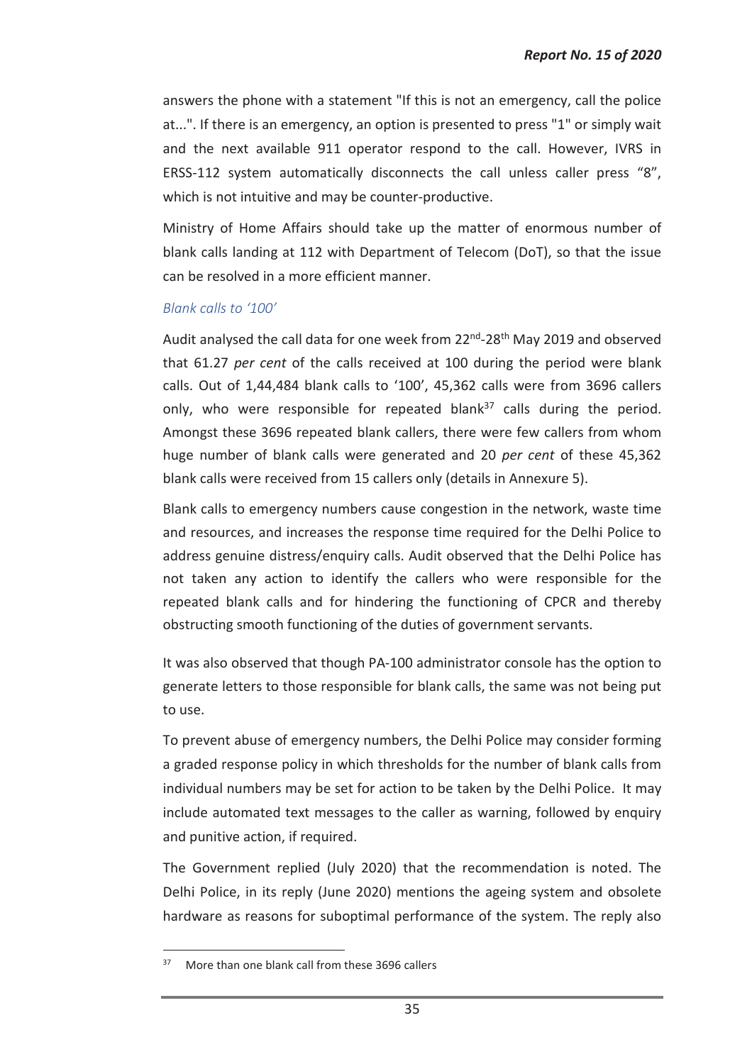answers the phone with a statement "If this is not an emergency, call the police at...". If there is an emergency, an option is presented to press "1" or simply wait and the next available 911 operator respond to the call. However, IVRS in ERSS-112 system automatically disconnects the call unless caller press “8”, which is not intuitive and may be counter-productive.

Ministry of Home Affairs should take up the matter of enormous number of blank calls landing at 112 with Department of Telecom (DoT), so that the issue can be resolved in a more efficient manner.

*Blank calls to ‘100’*

Audit analysed the call data for one week from 22nd-28th May 2019 and observed that 61.27 *per cent* of the calls received at 100 during the period were blank calls. Out of 1,44,484 blank calls to ‘100’, 45,362 calls were from 3696 callers only, who were responsible for repeated blank[37] calls during the period. Amongst these 3696 repeated blank callers, there were few callers from whom huge number of blank calls were generated and 20 *per cent* of these 45,362 blank calls were received from 15 callers only (details in Annexure 5).

Blank calls to emergency numbers cause congestion in the network, waste time and resources, and increases the response time required for the Delhi Police to address genuine distress/enquiry calls. Audit observed that the Delhi Police has not taken any action to identify the callers who were responsible for the repeated blank calls and for hindering the functioning of CPCR and thereby obstructing smooth functioning of the duties of government servants.

It was also observed that though PA-100 administrator console has the option to generate letters to those responsible for blank calls, the same was not being put to use.

To prevent abuse of emergency numbers, the Delhi Police may consider forming a graded response policy in which thresholds for the number of blank calls from individual numbers may be set for action to be taken by the Delhi Police. It may include automated text messages to the caller as warning, followed by enquiry and punitive action, if required.

The Government replied (July 2020) that the recommendation is noted. The Delhi Police, in its reply (June 2020) mentions the ageing system and obsolete hardware as reasons for suboptimal performance of the system. The reply also

[37] More than one blank call from these 3696 callers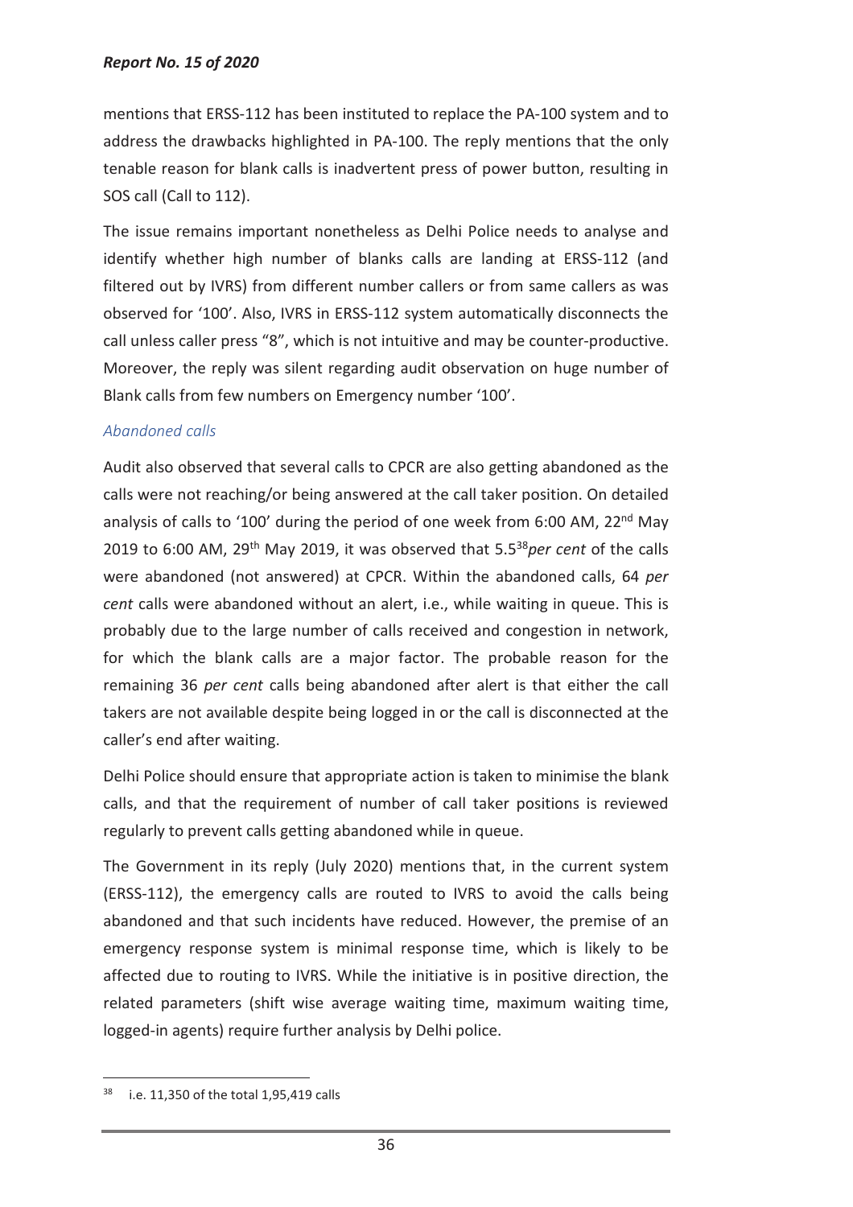mentions that ERSS-112 has been instituted to replace the PA-100 system and to address the drawbacks highlighted in PA-100. The reply mentions that the only tenable reason for blank calls is inadvertent press of power button, resulting in SOS call (Call to 112).

The issue remains important nonetheless as Delhi Police needs to analyse and identify whether high number of blanks calls are landing at ERSS-112 (and filtered out by IVRS) from different number callers or from same callers as was observed for '100'. Also, IVRS in ERSS-112 system automatically disconnects the call unless caller press "8", which is not intuitive and may be counter-productive. Moreover, the reply was silent regarding audit observation on huge number of Blank calls from few numbers on Emergency number '100'.

*Abandoned calls*

Audit also observed that several calls to CPCR are also getting abandoned as the calls were not reaching/or being answered at the call taker position. On detailed analysis of calls to '100' during the period of one week from 6:00 AM, 22nd May 2019 to 6:00 AM, 29th May 2019, it was observed that 5.5[38] *per cent* of the calls were abandoned (not answered) at CPCR. Within the abandoned calls, 64 *per cent* calls were abandoned without an alert, i.e., while waiting in queue. This is probably due to the large number of calls received and congestion in network, for which the blank calls are a major factor. The probable reason for the remaining 36 *per cent* calls being abandoned after alert is that either the call takers are not available despite being logged in or the call is disconnected at the caller's end after waiting.

Delhi Police should ensure that appropriate action is taken to minimise the blank calls, and that the requirement of number of call taker positions is reviewed regularly to prevent calls getting abandoned while in queue.

The Government in its reply (July 2020) mentions that, in the current system (ERSS-112), the emergency calls are routed to IVRS to avoid the calls being abandoned and that such incidents have reduced. However, the premise of an emergency response system is minimal response time, which is likely to be affected due to routing to IVRS. While the initiative is in positive direction, the related parameters (shift wise average waiting time, maximum waiting time, logged-in agents) require further analysis by Delhi police.

---

[38] i.e. 11,350 of the total 1,95,419 calls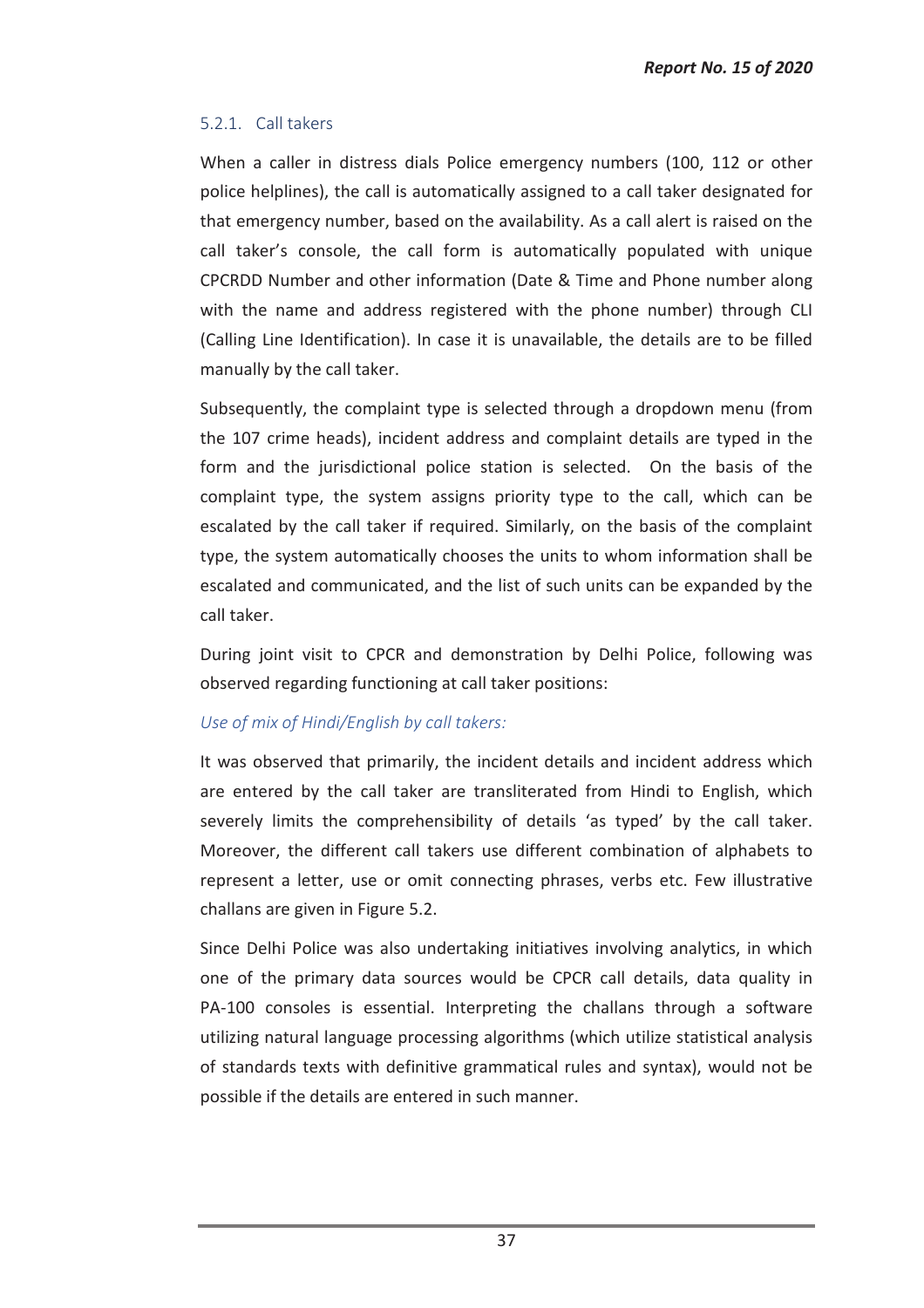### 5.2.1. Call takers

When a caller in distress dials Police emergency numbers (100, 112 or other police helplines), the call is automatically assigned to a call taker designated for that emergency number, based on the availability. As a call alert is raised on the call taker's console, the call form is automatically populated with unique CPCRDD Number and other information (Date & Time and Phone number along with the name and address registered with the phone number) through CLI (Calling Line Identification). In case it is unavailable, the details are to be filled manually by the call taker.

Subsequently, the complaint type is selected through a dropdown menu (from the 107 crime heads), incident address and complaint details are typed in the form and the jurisdictional police station is selected. On the basis of the complaint type, the system assigns priority type to the call, which can be escalated by the call taker if required. Similarly, on the basis of the complaint type, the system automatically chooses the units to whom information shall be escalated and communicated, and the list of such units can be expanded by the call taker.

During joint visit to CPCR and demonstration by Delhi Police, following was observed regarding functioning at call taker positions:

*Use of mix of Hindi/English by call takers:*

It was observed that primarily, the incident details and incident address which are entered by the call taker are transliterated from Hindi to English, which severely limits the comprehensibility of details 'as typed' by the call taker. Moreover, the different call takers use different combination of alphabets to represent a letter, use or omit connecting phrases, verbs etc. Few illustrative challans are given in Figure 5.2.

Since Delhi Police was also undertaking initiatives involving analytics, in which one of the primary data sources would be CPCR call details, data quality in PA-100 consoles is essential. Interpreting the challans through a software utilizing natural language processing algorithms (which utilize statistical analysis of standards texts with definitive grammatical rules and syntax), would not be possible if the details are entered in such manner.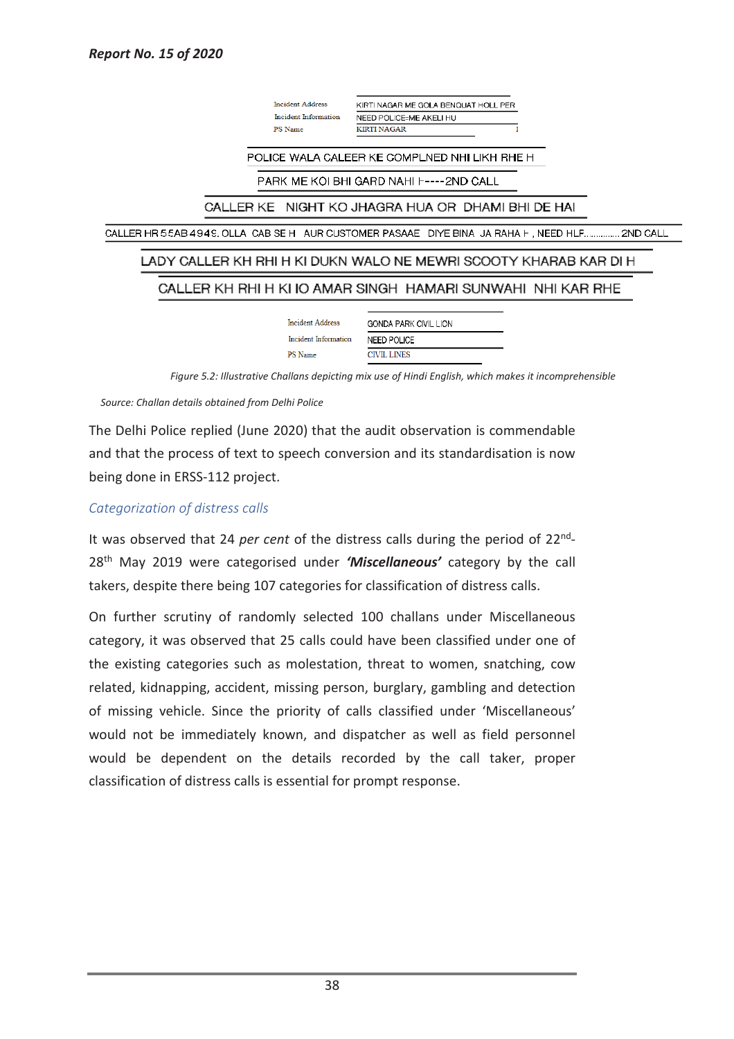| Incident Address | KIRTI NAGAR ME GOLA BENQUAT HOLL PER |
| --- | --- |
| Incident Information | NEED POLICE=ME AKELI HU |
| PS Name | KIRTI NAGAR |

POLICE WALA CALEER KE COMPLNED NHI LIKH RHE H

PARK ME KOI BHI GARD NAHI H----2ND CALL

CALLER KE NIGHT KO JHAGRA HUA OR DHAMI BHI DE HAI

CALLER HR 55AB 4949. OLLA CAB SE H AUR CUSTOMER PASAAE DIYE BINA JA RAHA H , NEED HLP............. 2ND CALL

LADY CALLER KH RHI H KI DUKN WALO NE MEWRI SCOOTY KHARAB KAR DI H

CALLER KH RHI H KI IO AMAR SINGH HAMARI SUNWAHI NHI KAR RHE

| Incident Address | GONDA PARK CIVIL LION |
| --- | --- |
| Incident Information | NEED POLICE |
| PS Name | CIVIL LINES |

*Figure 5.2: Illustrative Challans depicting mix use of Hindi English, which makes it incomprehensible*

*Source: Challan details obtained from Delhi Police*

The Delhi Police replied (June 2020) that the audit observation is commendable and that the process of text to speech conversion and its standardisation is now being done in ERSS-112 project.

### *Categorization of distress calls*

It was observed that 24 *per cent* of the distress calls during the period of 22nd-28th May 2019 were categorised under ***'Miscellaneous'*** category by the call takers, despite there being 107 categories for classification of distress calls.

On further scrutiny of randomly selected 100 challans under Miscellaneous category, it was observed that 25 calls could have been classified under one of the existing categories such as molestation, threat to women, snatching, cow related, kidnapping, accident, missing person, burglary, gambling and detection of missing vehicle. Since the priority of calls classified under 'Miscellaneous' would not be immediately known, and dispatcher as well as field personnel would be dependent on the details recorded by the call taker, proper classification of distress calls is essential for prompt response.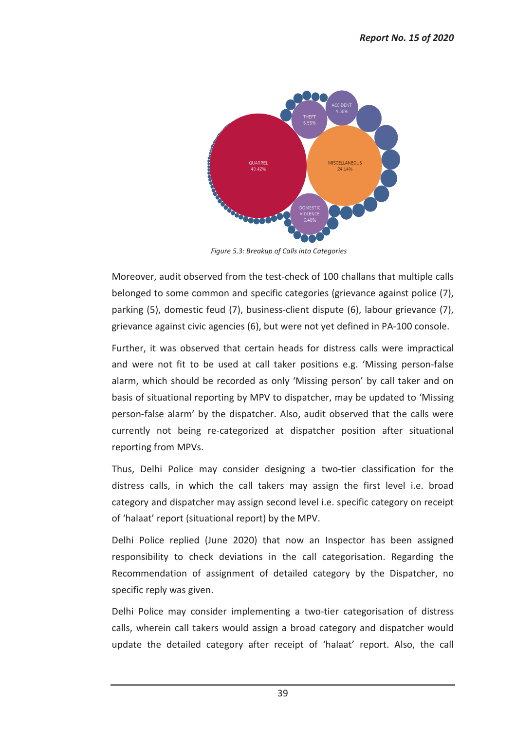*Figure 5.3: Breakup of Calls into Categories*

Moreover, audit observed from the test-check of 100 challans that multiple calls belonged to some common and specific categories (grievance against police (7), parking (5), domestic feud (7), business-client dispute (6), labour grievance (7), grievance against civic agencies (6), but were not yet defined in PA-100 console.

Further, it was observed that certain heads for distress calls were impractical and were not fit to be used at call taker positions e.g. 'Missing person-false alarm, which should be recorded as only 'Missing person' by call taker and on basis of situational reporting by MPV to dispatcher, may be updated to 'Missing person-false alarm' by the dispatcher. Also, audit observed that the calls were currently not being re-categorized at dispatcher position after situational reporting from MPVs.

Thus, Delhi Police may consider designing a two-tier classification for the distress calls, in which the call takers may assign the first level i.e. broad category and dispatcher may assign second level i.e. specific category on receipt of 'halaat' report (situational report) by the MPV.

Delhi Police replied (June 2020) that now an Inspector has been assigned responsibility to check deviations in the call categorisation. Regarding the Recommendation of assignment of detailed category by the Dispatcher, no specific reply was given.

Delhi Police may consider implementing a two-tier categorisation of distress calls, wherein call takers would assign a broad category and dispatcher would update the detailed category after receipt of 'halaat' report. Also, the call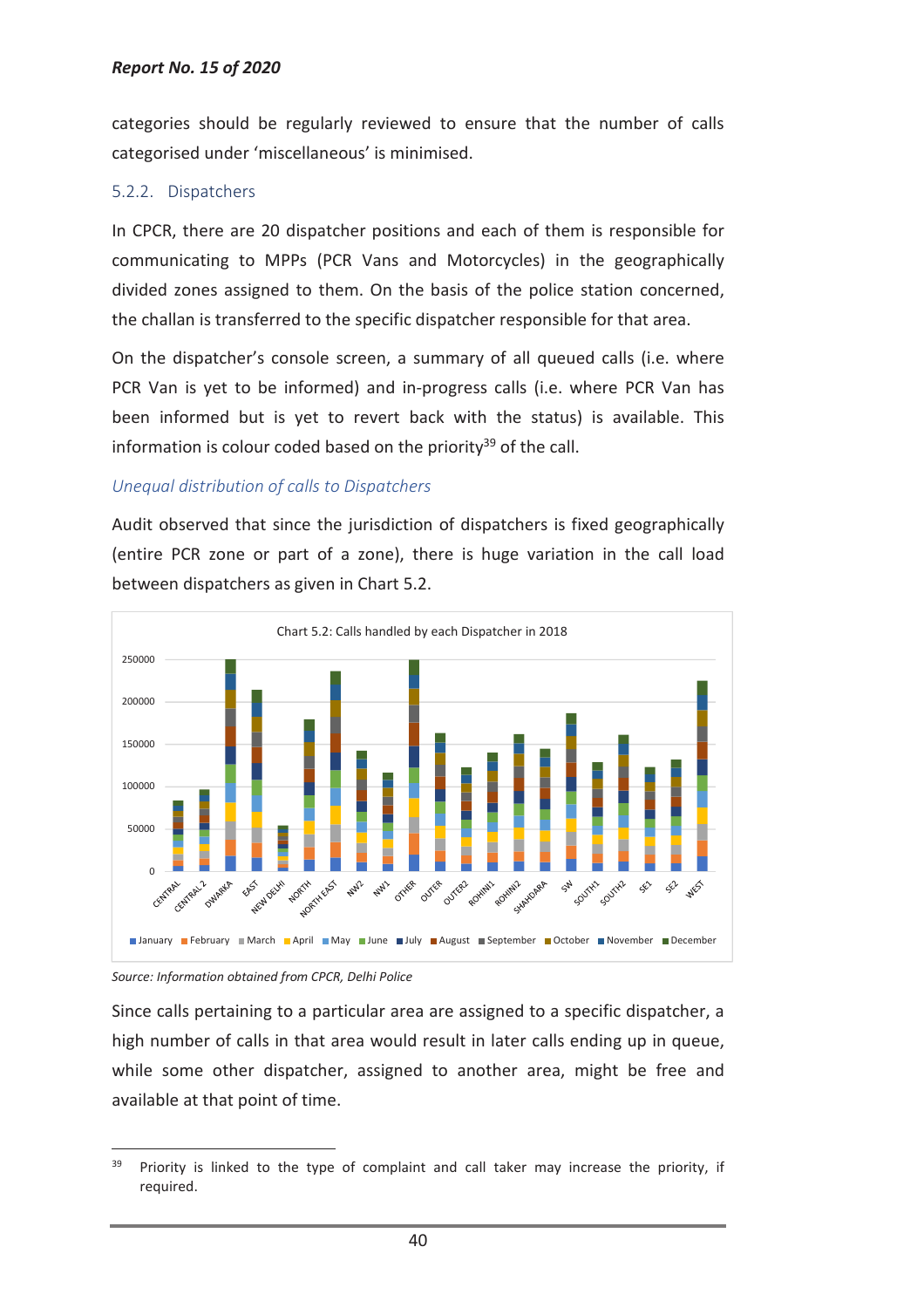categories should be regularly reviewed to ensure that the number of calls categorised under 'miscellaneous' is minimised.

### 5.2.2. Dispatchers

In CPCR, there are 20 dispatcher positions and each of them is responsible for communicating to MPPs (PCR Vans and Motorcycles) in the geographically divided zones assigned to them. On the basis of the police station concerned, the challan is transferred to the specific dispatcher responsible for that area.

On the dispatcher's console screen, a summary of all queued calls (i.e. where PCR Van is yet to be informed) and in-progress calls (i.e. where PCR Van has been informed but is yet to revert back with the status) is available. This information is colour coded based on the priority[39] of the call.

*Unequal distribution of calls to Dispatchers*

Audit observed that since the jurisdiction of dispatchers is fixed geographically (entire PCR zone or part of a zone), there is huge variation in the call load between dispatchers as given in Chart 5.2.

Chart 5.2: Calls handled by each Dispatcher in 2018

*Source: Information obtained from CPCR, Delhi Police*

Since calls pertaining to a particular area are assigned to a specific dispatcher, a high number of calls in that area would result in later calls ending up in queue, while some other dispatcher, assigned to another area, might be free and available at that point of time.

[39] Priority is linked to the type of complaint and call taker may increase the priority, if required.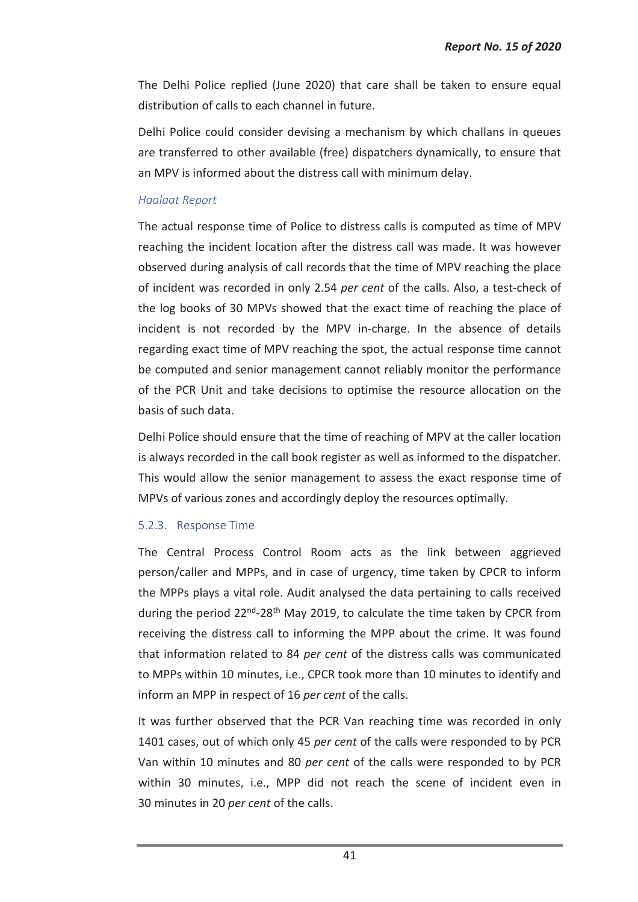The Delhi Police replied (June 2020) that care shall be taken to ensure equal distribution of calls to each channel in future.

Delhi Police could consider devising a mechanism by which challans in queues are transferred to other available (free) dispatchers dynamically, to ensure that an MPV is informed about the distress call with minimum delay.

*Haalaat Report*

The actual response time of Police to distress calls is computed as time of MPV reaching the incident location after the distress call was made. It was however observed during analysis of call records that the time of MPV reaching the place of incident was recorded in only 2.54 *per cent* of the calls. Also, a test-check of the log books of 30 MPVs showed that the exact time of reaching the place of incident is not recorded by the MPV in-charge. In the absence of details regarding exact time of MPV reaching the spot, the actual response time cannot be computed and senior management cannot reliably monitor the performance of the PCR Unit and take decisions to optimise the resource allocation on the basis of such data.

Delhi Police should ensure that the time of reaching of MPV at the caller location is always recorded in the call book register as well as informed to the dispatcher. This would allow the senior management to assess the exact response time of MPVs of various zones and accordingly deploy the resources optimally.

### 5.2.3. Response Time

The Central Process Control Room acts as the link between aggrieved person/caller and MPPs, and in case of urgency, time taken by CPCR to inform the MPPs plays a vital role. Audit analysed the data pertaining to calls received during the period 22nd-28th May 2019, to calculate the time taken by CPCR from receiving the distress call to informing the MPP about the crime. It was found that information related to 84 *per cent* of the distress calls was communicated to MPPs within 10 minutes, i.e., CPCR took more than 10 minutes to identify and inform an MPP in respect of 16 *per cent* of the calls.

It was further observed that the PCR Van reaching time was recorded in only 1401 cases, out of which only 45 *per cent* of the calls were responded to by PCR Van within 10 minutes and 80 *per cent* of the calls were responded to by PCR within 30 minutes, i.e., MPP did not reach the scene of incident even in 30 minutes in 20 *per cent* of the calls.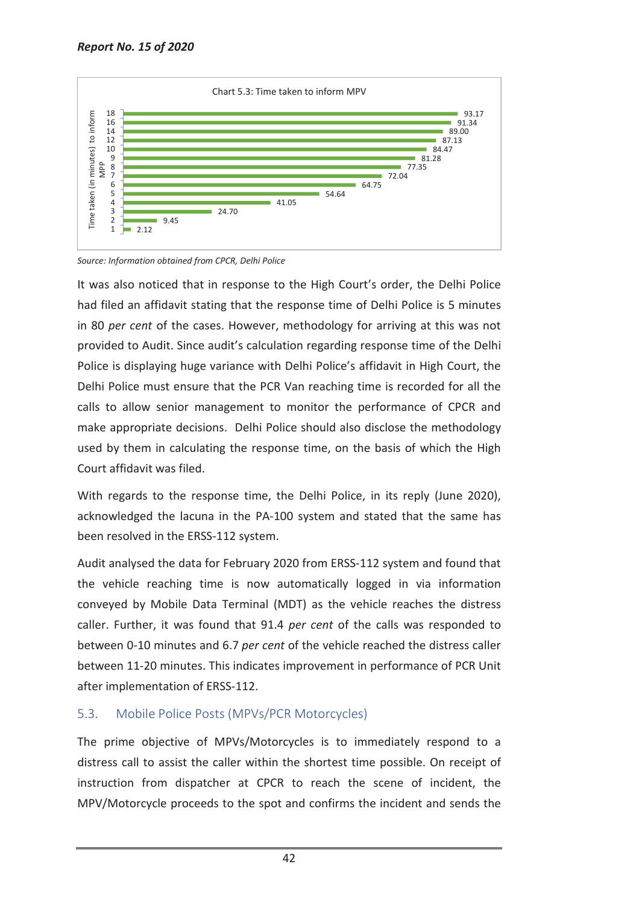Chart 5.3: Time taken to inform MPV

| Time taken (in minutes) to inform MPP | Value |
|---|---|
| 1 | 2.12 |
| 2 | 9.45 |
| 3 | 24.70 |
| 4 | 41.05 |
| 5 | 54.64 |
| 6 | 64.75 |
| 7 | 72.04 |
| 8 | 77.35 |
| 9 | 81.28 |
| 10 | 84.47 |
| 12 | 87.13 |
| 14 | 89.00 |
| 16 | 91.34 |
| 18 | 93.17 |

*Source: Information obtained from CPCR, Delhi Police*

It was also noticed that in response to the High Court's order, the Delhi Police had filed an affidavit stating that the response time of Delhi Police is 5 minutes in 80 *per cent* of the cases. However, methodology for arriving at this was not provided to Audit. Since audit's calculation regarding response time of the Delhi Police is displaying huge variance with Delhi Police's affidavit in High Court, the Delhi Police must ensure that the PCR Van reaching time is recorded for all the calls to allow senior management to monitor the performance of CPCR and make appropriate decisions. Delhi Police should also disclose the methodology used by them in calculating the response time, on the basis of which the High Court affidavit was filed.

With regards to the response time, the Delhi Police, in its reply (June 2020), acknowledged the lacuna in the PA-100 system and stated that the same has been resolved in the ERSS-112 system.

Audit analysed the data for February 2020 from ERSS-112 system and found that the vehicle reaching time is now automatically logged in via information conveyed by Mobile Data Terminal (MDT) as the vehicle reaches the distress caller. Further, it was found that 91.4 *per cent* of the calls was responded to between 0-10 minutes and 6.7 *per cent* of the vehicle reached the distress caller between 11-20 minutes. This indicates improvement in performance of PCR Unit after implementation of ERSS-112.

## 5.3. Mobile Police Posts (MPVs/PCR Motorcycles)

The prime objective of MPVs/Motorcycles is to immediately respond to a distress call to assist the caller within the shortest time possible. On receipt of instruction from dispatcher at CPCR to reach the scene of incident, the MPV/Motorcycle proceeds to the spot and confirms the incident and sends the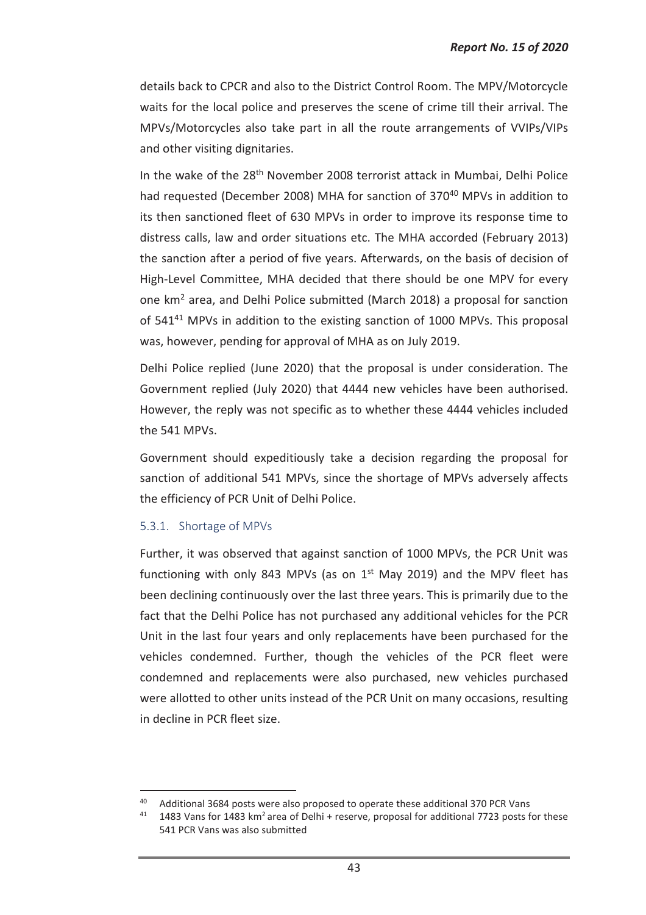details back to CPCR and also to the District Control Room. The MPV/Motorcycle waits for the local police and preserves the scene of crime till their arrival. The MPVs/Motorcycles also take part in all the route arrangements of VVIPs/VIPs and other visiting dignitaries.

In the wake of the 28th November 2008 terrorist attack in Mumbai, Delhi Police had requested (December 2008) MHA for sanction of 370[40] MPVs in addition to its then sanctioned fleet of 630 MPVs in order to improve its response time to distress calls, law and order situations etc. The MHA accorded (February 2013) the sanction after a period of five years. Afterwards, on the basis of decision of High-Level Committee, MHA decided that there should be one MPV for every one km$^2$ area, and Delhi Police submitted (March 2018) a proposal for sanction of 541[41] MPVs in addition to the existing sanction of 1000 MPVs. This proposal was, however, pending for approval of MHA as on July 2019.

Delhi Police replied (June 2020) that the proposal is under consideration. The Government replied (July 2020) that 4444 new vehicles have been authorised. However, the reply was not specific as to whether these 4444 vehicles included the 541 MPVs.

Government should expeditiously take a decision regarding the proposal for sanction of additional 541 MPVs, since the shortage of MPVs adversely affects the efficiency of PCR Unit of Delhi Police.

### 5.3.1. Shortage of MPVs

Further, it was observed that against sanction of 1000 MPVs, the PCR Unit was functioning with only 843 MPVs (as on 1st May 2019) and the MPV fleet has been declining continuously over the last three years. This is primarily due to the fact that the Delhi Police has not purchased any additional vehicles for the PCR Unit in the last four years and only replacements have been purchased for the vehicles condemned. Further, though the vehicles of the PCR fleet were condemned and replacements were also purchased, new vehicles purchased were allotted to other units instead of the PCR Unit on many occasions, resulting in decline in PCR fleet size.

---

[40] Additional 3684 posts were also proposed to operate these additional 370 PCR Vans

[41] 1483 Vans for 1483 km$^2$ area of Delhi + reserve, proposal for additional 7723 posts for these 541 PCR Vans was also submitted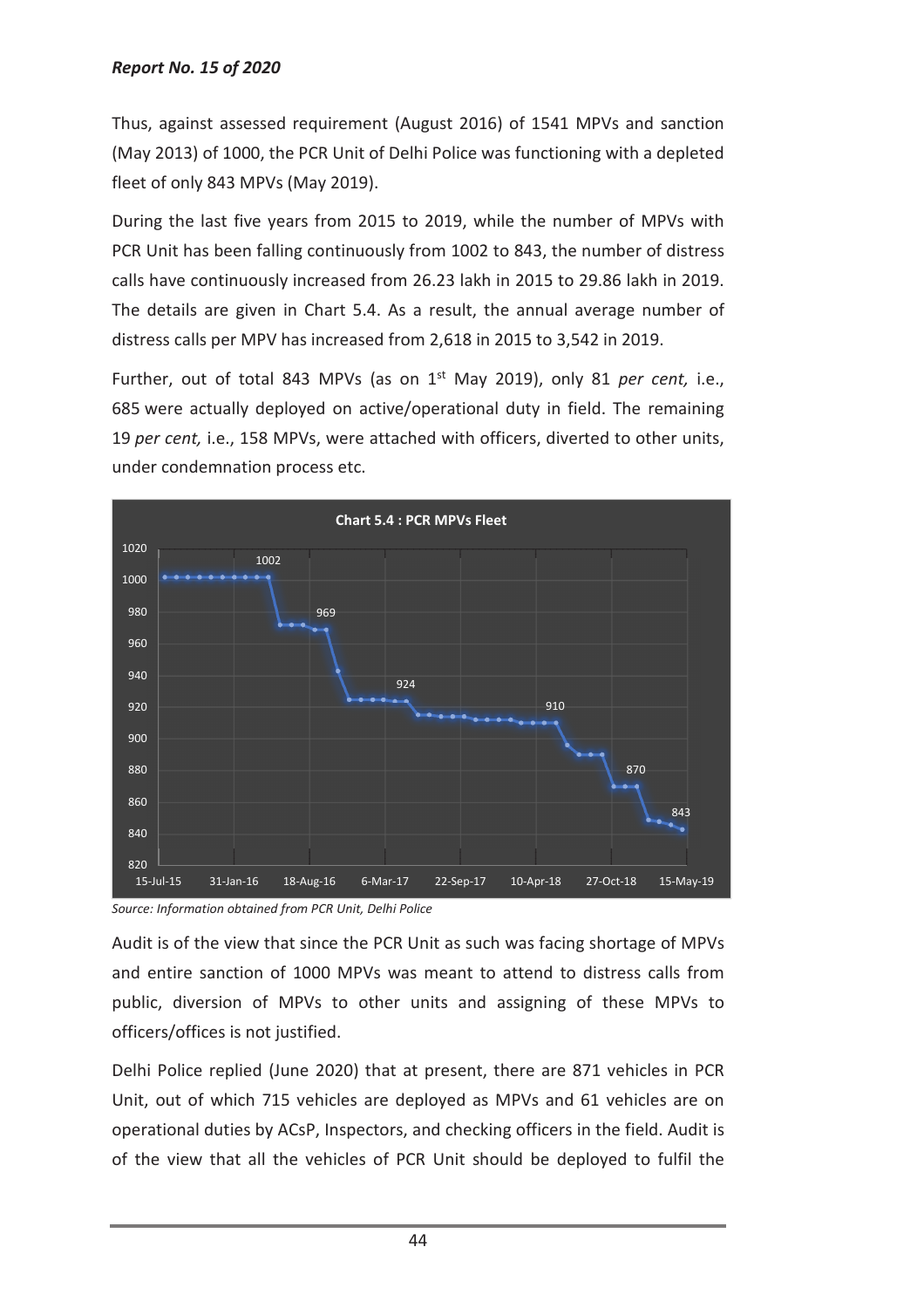Thus, against assessed requirement (August 2016) of 1541 MPVs and sanction (May 2013) of 1000, the PCR Unit of Delhi Police was functioning with a depleted fleet of only 843 MPVs (May 2019).

During the last five years from 2015 to 2019, while the number of MPVs with PCR Unit has been falling continuously from 1002 to 843, the number of distress calls have continuously increased from 26.23 lakh in 2015 to 29.86 lakh in 2019. The details are given in Chart 5.4. As a result, the annual average number of distress calls per MPV has increased from 2,618 in 2015 to 3,542 in 2019.

Further, out of total 843 MPVs (as on 1st May 2019), only 81 *per cent,* i.e., 685 were actually deployed on active/operational duty in field. The remaining 19 *per cent,* i.e., 158 MPVs, were attached with officers, diverted to other units, under condemnation process etc.

**Chart 5.4 : PCR MPVs Fleet**

*Source: Information obtained from PCR Unit, Delhi Police*

Audit is of the view that since the PCR Unit as such was facing shortage of MPVs and entire sanction of 1000 MPVs was meant to attend to distress calls from public, diversion of MPVs to other units and assigning of these MPVs to officers/offices is not justified.

Delhi Police replied (June 2020) that at present, there are 871 vehicles in PCR Unit, out of which 715 vehicles are deployed as MPVs and 61 vehicles are on operational duties by ACsP, Inspectors, and checking officers in the field. Audit is of the view that all the vehicles of PCR Unit should be deployed to fulfil the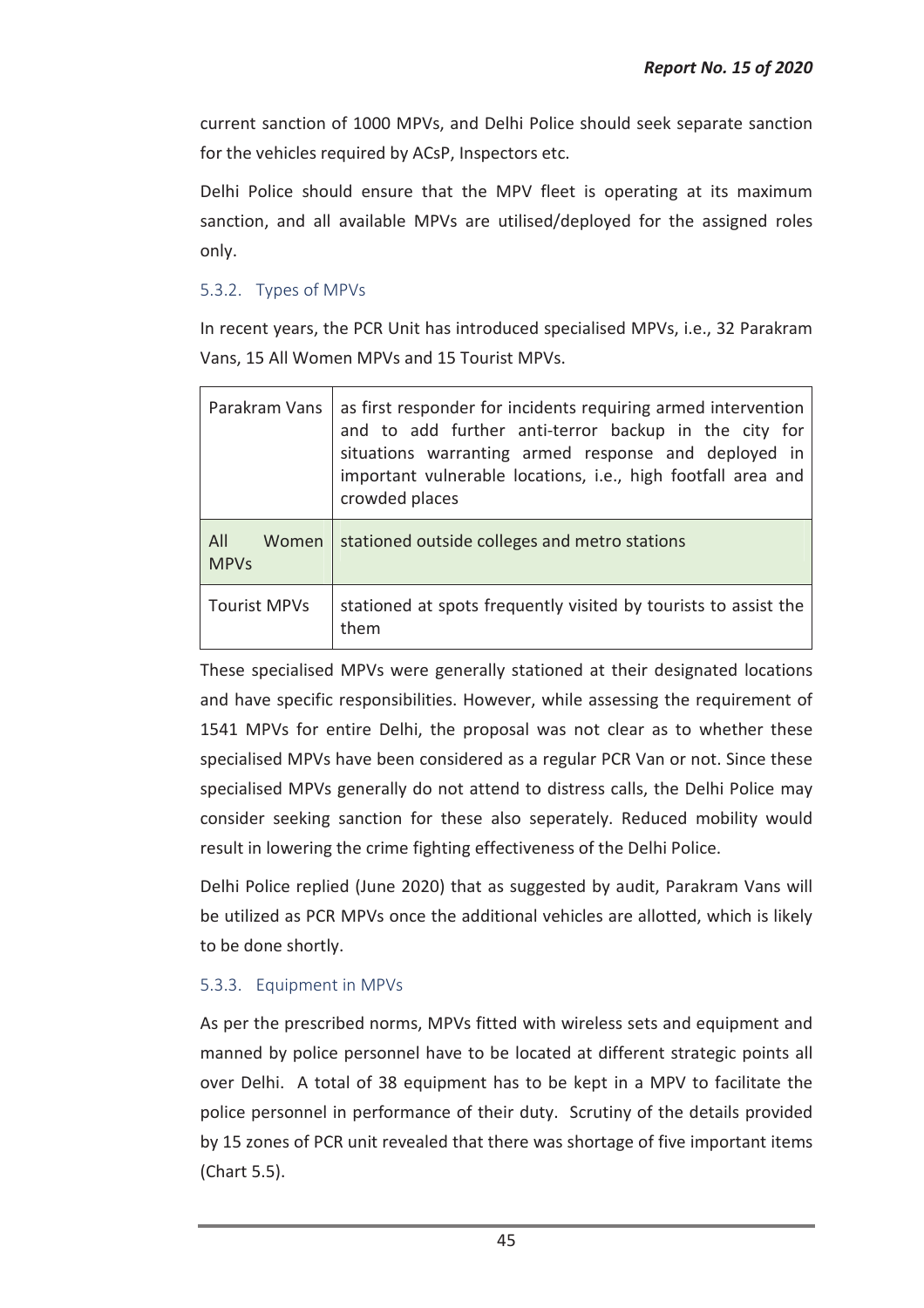current sanction of 1000 MPVs, and Delhi Police should seek separate sanction for the vehicles required by ACsP, Inspectors etc.

Delhi Police should ensure that the MPV fleet is operating at its maximum sanction, and all available MPVs are utilised/deployed for the assigned roles only.

### 5.3.2. Types of MPVs

In recent years, the PCR Unit has introduced specialised MPVs, i.e., 32 Parakram Vans, 15 All Women MPVs and 15 Tourist MPVs.

| | |
|---|---|
| Parakram Vans | as first responder for incidents requiring armed intervention and to add further anti-terror backup in the city for situations warranting armed response and deployed in important vulnerable locations, i.e., high footfall area and crowded places |
| All Women MPVs | stationed outside colleges and metro stations |
| Tourist MPVs | stationed at spots frequently visited by tourists to assist the them |

These specialised MPVs were generally stationed at their designated locations and have specific responsibilities. However, while assessing the requirement of 1541 MPVs for entire Delhi, the proposal was not clear as to whether these specialised MPVs have been considered as a regular PCR Van or not. Since these specialised MPVs generally do not attend to distress calls, the Delhi Police may consider seeking sanction for these also seperately. Reduced mobility would result in lowering the crime fighting effectiveness of the Delhi Police.

Delhi Police replied (June 2020) that as suggested by audit, Parakram Vans will be utilized as PCR MPVs once the additional vehicles are allotted, which is likely to be done shortly.

### 5.3.3. Equipment in MPVs

As per the prescribed norms, MPVs fitted with wireless sets and equipment and manned by police personnel have to be located at different strategic points all over Delhi. A total of 38 equipment has to be kept in a MPV to facilitate the police personnel in performance of their duty. Scrutiny of the details provided by 15 zones of PCR unit revealed that there was shortage of five important items (Chart 5.5).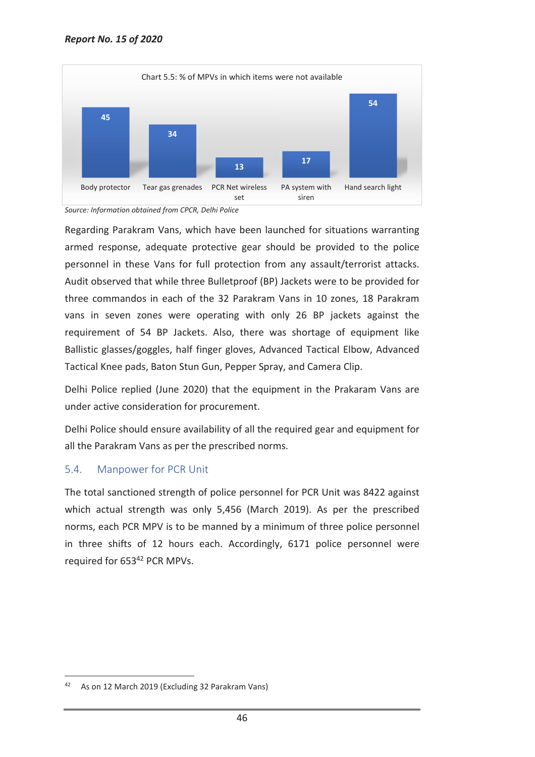Chart 5.5: % of MPVs in which items were not available

| Item | % |
|---|---|
| Body protector | 45 |
| Tear gas grenades | 34 |
| PCR Net wireless set | 13 |
| PA system with siren | 17 |
| Hand search light | 54 |

*Source: Information obtained from CPCR, Delhi Police*

Regarding Parakram Vans, which have been launched for situations warranting armed response, adequate protective gear should be provided to the police personnel in these Vans for full protection from any assault/terrorist attacks. Audit observed that while three Bulletproof (BP) Jackets were to be provided for three commandos in each of the 32 Parakram Vans in 10 zones, 18 Parakram vans in seven zones were operating with only 26 BP jackets against the requirement of 54 BP Jackets. Also, there was shortage of equipment like Ballistic glasses/goggles, half finger gloves, Advanced Tactical Elbow, Advanced Tactical Knee pads, Baton Stun Gun, Pepper Spray, and Camera Clip.

Delhi Police replied (June 2020) that the equipment in the Prakaram Vans are under active consideration for procurement.

Delhi Police should ensure availability of all the required gear and equipment for all the Parakram Vans as per the prescribed norms.

## 5.4. Manpower for PCR Unit

The total sanctioned strength of police personnel for PCR Unit was 8422 against which actual strength was only 5,456 (March 2019). As per the prescribed norms, each PCR MPV is to be manned by a minimum of three police personnel in three shifts of 12 hours each. Accordingly, 6171 police personnel were required for 653[42] PCR MPVs.

---

[42] As on 12 March 2019 (Excluding 32 Parakram Vans)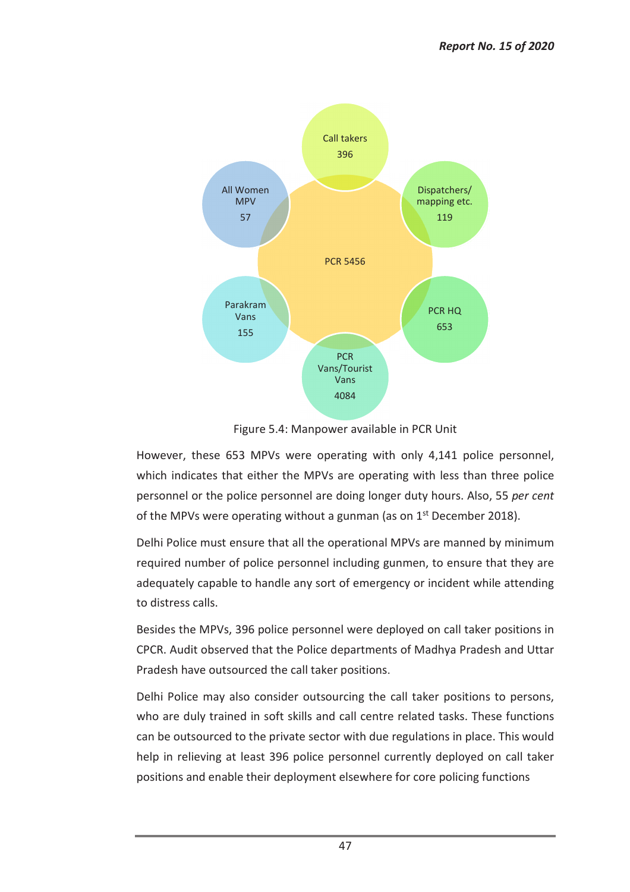Call takers 396

All Women MPV 57

Dispatchers/ mapping etc. 119

PCR 5456

Parakram Vans 155

PCR HQ 653

PCR Vans/Tourist Vans 4084

Figure 5.4: Manpower available in PCR Unit

However, these 653 MPVs were operating with only 4,141 police personnel, which indicates that either the MPVs are operating with less than three police personnel or the police personnel are doing longer duty hours. Also, 55 *per cent* of the MPVs were operating without a gunman (as on 1st December 2018).

Delhi Police must ensure that all the operational MPVs are manned by minimum required number of police personnel including gunmen, to ensure that they are adequately capable to handle any sort of emergency or incident while attending to distress calls.

Besides the MPVs, 396 police personnel were deployed on call taker positions in CPCR. Audit observed that the Police departments of Madhya Pradesh and Uttar Pradesh have outsourced the call taker positions.

Delhi Police may also consider outsourcing the call taker positions to persons, who are duly trained in soft skills and call centre related tasks. These functions can be outsourced to the private sector with due regulations in place. This would help in relieving at least 396 police personnel currently deployed on call taker positions and enable their deployment elsewhere for core policing functions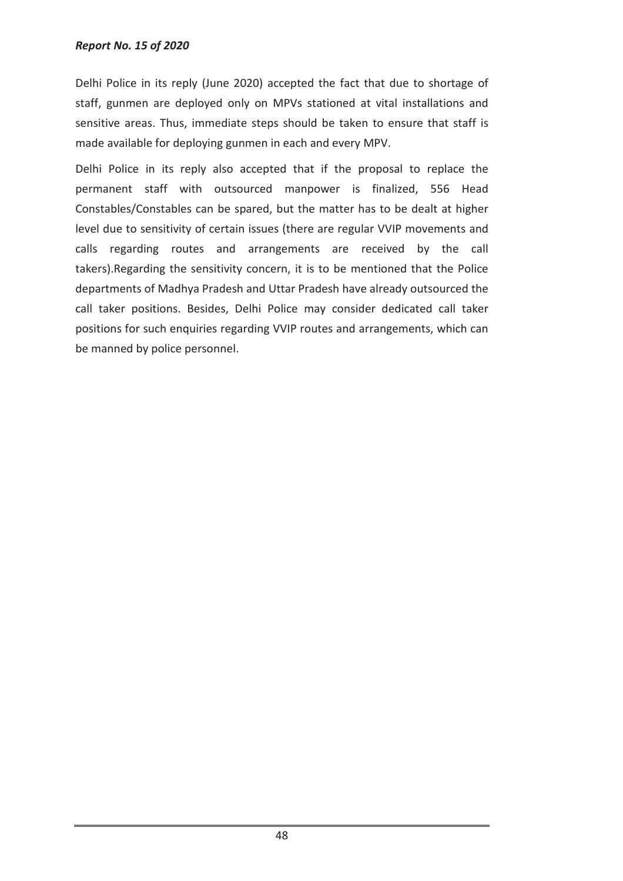Delhi Police in its reply (June 2020) accepted the fact that due to shortage of staff, gunmen are deployed only on MPVs stationed at vital installations and sensitive areas. Thus, immediate steps should be taken to ensure that staff is made available for deploying gunmen in each and every MPV.

Delhi Police in its reply also accepted that if the proposal to replace the permanent staff with outsourced manpower is finalized, 556 Head Constables/Constables can be spared, but the matter has to be dealt at higher level due to sensitivity of certain issues (there are regular VVIP movements and calls regarding routes and arrangements are received by the call takers).Regarding the sensitivity concern, it is to be mentioned that the Police departments of Madhya Pradesh and Uttar Pradesh have already outsourced the call taker positions. Besides, Delhi Police may consider dedicated call taker positions for such enquiries regarding VVIP routes and arrangements, which can be manned by police personnel.